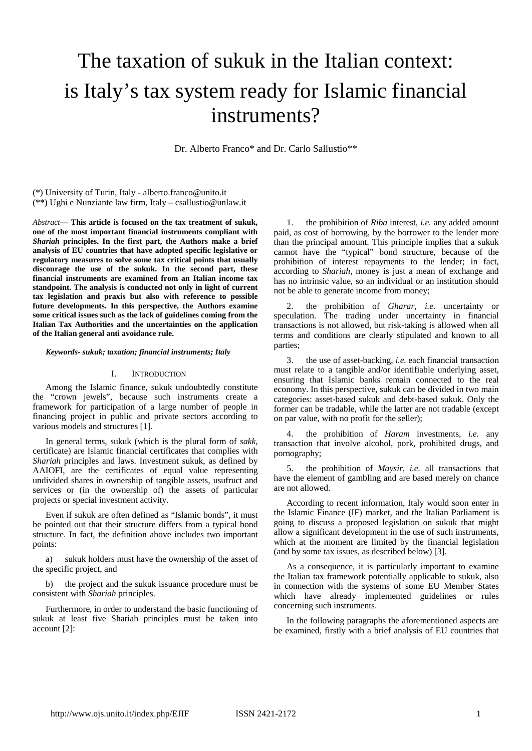# The taxation of sukuk in the Italian context: is Italy's tax system ready for Islamic financial instruments?

Dr. Alberto Franco* and Dr. Carlo Sallustio**

(*) University of Turin, Italy - alberto.franco@unito.it
(**) Ughi e Nunziante law firm, Italy – csallustio@unlaw.it

*Abstract*— **This article is focused on the tax treatment of sukuk, one of the most important financial instruments compliant with *Shariah* principles. In the first part, the Authors make a brief analysis of EU countries that have adopted specific legislative or regulatory measures to solve some tax critical points that usually discourage the use of the sukuk. In the second part, these financial instruments are examined from an Italian income tax standpoint. The analysis is conducted not only in light of current tax legislation and praxis but also with reference to possible future developments. In this perspective, the Authors examine some critical issues such as the lack of guidelines coming from the Italian Tax Authorities and the uncertainties on the application of the Italian general anti avoidance rule.**

***Keywords- sukuk; taxation; financial instruments; Italy***

## I. Introduction

Among the Islamic finance, sukuk undoubtedly constitute the "crown jewels", because such instruments create a framework for participation of a large number of people in financing project in public and private sectors according to various models and structures [1].

In general terms, sukuk (which is the plural form of *sakk*, certificate) are Islamic financial certificates that complies with *Shariah* principles and laws. Investment sukuk, as defined by AAIOFI, are the certificates of equal value representing undivided shares in ownership of tangible assets, usufruct and services or (in the ownership of) the assets of particular projects or special investment activity.

Even if sukuk are often defined as "Islamic bonds", it must be pointed out that their structure differs from a typical bond structure. In fact, the definition above includes two important points:

a) sukuk holders must have the ownership of the asset of the specific project, and

b) the project and the sukuk issuance procedure must be consistent with *Shariah* principles.

Furthermore, in order to understand the basic functioning of sukuk at least five Shariah principles must be taken into account [2]:

1. the prohibition of *Riba* interest, *i.e.* any added amount paid, as cost of borrowing, by the borrower to the lender more than the principal amount. This principle implies that a sukuk cannot have the "typical" bond structure, because of the prohibition of interest repayments to the lender; in fact, according to *Shariah*, money is just a mean of exchange and has no intrinsic value, so an individual or an institution should not be able to generate income from money;

2. the prohibition of *Gharar*, *i.e.* uncertainty or speculation. The trading under uncertainty in financial transactions is not allowed, but risk-taking is allowed when all terms and conditions are clearly stipulated and known to all parties;

3. the use of asset-backing, *i.e.* each financial transaction must relate to a tangible and/or identifiable underlying asset, ensuring that Islamic banks remain connected to the real economy. In this perspective, sukuk can be divided in two main categories: asset-based sukuk and debt-based sukuk. Only the former can be tradable, while the latter are not tradable (except on par value, with no profit for the seller);

4. the prohibition of *Haram* investments, *i.e.* any transaction that involve alcohol, pork, prohibited drugs, and pornography;

5. the prohibition of *Maysir*, *i.e.* all transactions that have the element of gambling and are based merely on chance are not allowed.

According to recent information, Italy would soon enter in the Islamic Finance (IF) market, and the Italian Parliament is going to discuss a proposed legislation on sukuk that might allow a significant development in the use of such instruments, which at the moment are limited by the financial legislation (and by some tax issues, as described below) [3].

As a consequence, it is particularly important to examine the Italian tax framework potentially applicable to sukuk, also in connection with the systems of some EU Member States which have already implemented guidelines or rules concerning such instruments.

In the following paragraphs the aforementioned aspects are be examined, firstly with a brief analysis of EU countries that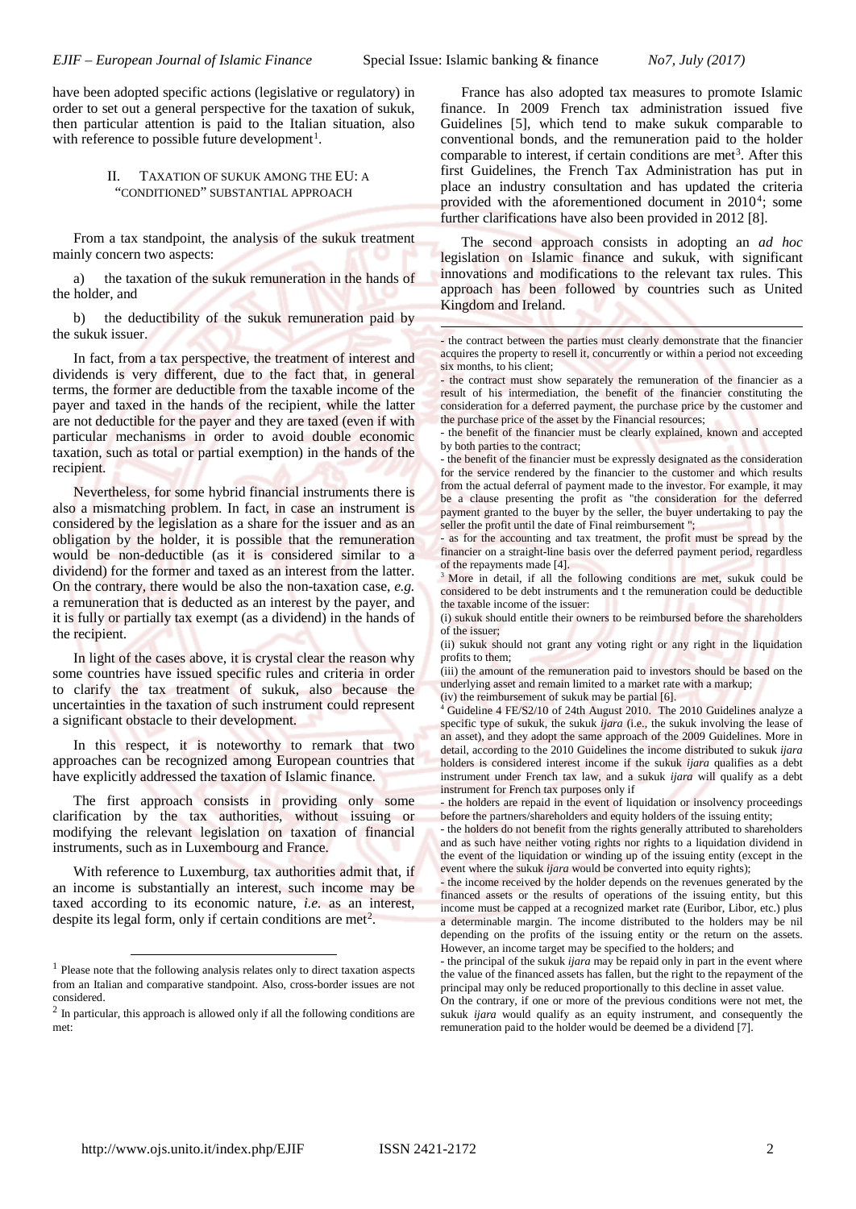have been adopted specific actions (legislative or regulatory) in order to set out a general perspective for the taxation of sukuk, then particular attention is paid to the Italian situation, also with reference to possible future development[1].

## II. Taxation of Sukuk Among the EU: A "Conditioned" Substantial Approach

From a tax standpoint, the analysis of the sukuk treatment mainly concern two aspects:

a) the taxation of the sukuk remuneration in the hands of the holder, and

b) the deductibility of the sukuk remuneration paid by the sukuk issuer.

In fact, from a tax perspective, the treatment of interest and dividends is very different, due to the fact that, in general terms, the former are deductible from the taxable income of the payer and taxed in the hands of the recipient, while the latter are not deductible for the payer and they are taxed (even if with particular mechanisms in order to avoid double economic taxation, such as total or partial exemption) in the hands of the recipient.

Nevertheless, for some hybrid financial instruments there is also a mismatching problem. In fact, in case an instrument is considered by the legislation as a share for the issuer and as an obligation by the holder, it is possible that the remuneration would be non-deductible (as it is considered similar to a dividend) for the former and taxed as an interest from the latter. On the contrary, there would be also the non-taxation case, *e.g.* a remuneration that is deducted as an interest by the payer, and it is fully or partially tax exempt (as a dividend) in the hands of the recipient.

In light of the cases above, it is crystal clear the reason why some countries have issued specific rules and criteria in order to clarify the tax treatment of sukuk, also because the uncertainties in the taxation of such instrument could represent a significant obstacle to their development.

In this respect, it is noteworthy to remark that two approaches can be recognized among European countries that have explicitly addressed the taxation of Islamic finance.

The first approach consists in providing only some clarification by the tax authorities, without issuing or modifying the relevant legislation on taxation of financial instruments, such as in Luxembourg and France.

With reference to Luxemburg, tax authorities admit that, if an income is substantially an interest, such income may be taxed according to its economic nature, *i.e.* as an interest, despite its legal form, only if certain conditions are met[2].

France has also adopted tax measures to promote Islamic finance. In 2009 French tax administration issued five Guidelines [5], which tend to make sukuk comparable to conventional bonds, and the remuneration paid to the holder comparable to interest, if certain conditions are met[3]. After this first Guidelines, the French Tax Administration has put in place an industry consultation and has updated the criteria provided with the aforementioned document in 2010[4]; some further clarifications have also been provided in 2012 [8].

The second approach consists in adopting an *ad hoc* legislation on Islamic finance and sukuk, with significant innovations and modifications to the relevant tax rules. This approach has been followed by countries such as United Kingdom and Ireland.

---

[1] Please note that the following analysis relates only to direct taxation aspects from an Italian and comparative standpoint. Also, cross-border issues are not considered.

[2] In particular, this approach is allowed only if all the following conditions are met:

- the contract between the parties must clearly demonstrate that the financier acquires the property to resell it, concurrently or within a period not exceeding six months, to his client;
- the contract must show separately the remuneration of the financier as a result of his intermediation, the benefit of the financier constituting the consideration for a deferred payment, the purchase price by the customer and the purchase price of the asset by the Financial resources;
- the benefit of the financier must be clearly explained, known and accepted by both parties to the contract;
- the benefit of the financier must be expressly designated as the consideration for the service rendered by the financier to the customer and which results from the actual deferral of payment made to the investor. For example, it may be a clause presenting the profit as "the consideration for the deferred payment granted to the buyer by the seller, the buyer undertaking to pay the seller the profit until the date of Final reimbursement ";
- as for the accounting and tax treatment, the profit must be spread by the financier on a straight-line basis over the deferred payment period, regardless of the repayments made [4].

[3] More in detail, if all the following conditions are met, sukuk could be considered to be debt instruments and t the remuneration could be deductible the taxable income of the issuer:

(i) sukuk should entitle their owners to be reimbursed before the shareholders of the issuer;

(ii) sukuk should not grant any voting right or any right in the liquidation profits to them;

(iii) the amount of the remuneration paid to investors should be based on the underlying asset and remain limited to a market rate with a markup;

(iv) the reimbursement of sukuk may be partial [6].

[4] Guideline 4 FE/S2/10 of 24th August 2010. The 2010 Guidelines analyze a specific type of sukuk, the sukuk *ijara* (i.e., the sukuk involving the lease of an asset), and they adopt the same approach of the 2009 Guidelines. More in detail, according to the 2010 Guidelines the income distributed to sukuk *ijara* holders is considered interest income if the sukuk *ijara* qualifies as a debt instrument under French tax law, and a sukuk *ijara* will qualify as a debt instrument for French tax purposes only if

- the holders are repaid in the event of liquidation or insolvency proceedings before the partners/shareholders and equity holders of the issuing entity;
- the holders do not benefit from the rights generally attributed to shareholders and as such have neither voting rights nor rights to a liquidation dividend in the event of the liquidation or winding up of the issuing entity (except in the event where the sukuk *ijara* would be converted into equity rights);
- the income received by the holder depends on the revenues generated by the financed assets or the results of operations of the issuing entity, but this income must be capped at a recognized market rate (Euribor, Libor, etc.) plus a determinable margin. The income distributed to the holders may be nil depending on the profits of the issuing entity or the return on the assets. However, an income target may be specified to the holders; and
- the principal of the sukuk *ijara* may be repaid only in part in the event where the value of the financed assets has fallen, but the right to the repayment of the principal may only be reduced proportionally to this decline in asset value.

On the contrary, if one or more of the previous conditions were not met, the sukuk *ijara* would qualify as an equity instrument, and consequently the remuneration paid to the holder would be deemed be a dividend [7].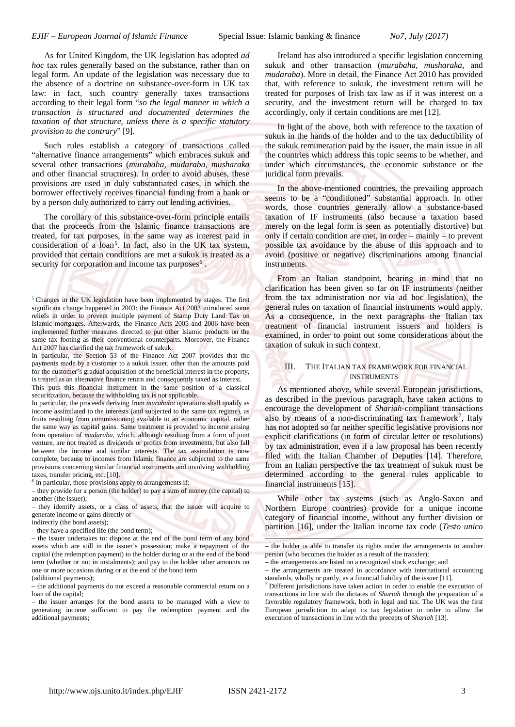As for United Kingdom, the UK legislation has adopted *ad hoc* tax rules generally based on the substance, rather than on legal form. An update of the legislation was necessary due to the absence of a doctrine on substance-over-form in UK tax law: in fact, such country generally taxes transactions according to their legal form "*so the legal manner in which a transaction is structured and documented determines the taxation of that structure, unless there is a specific statutory provision to the contrary*" [9].

Such rules establish a category of transactions called "alternative finance arrangements" which embraces sukuk and several other transactions (*murabaha*, *mudaraba*, *musharaka* and other financial structures). In order to avoid abuses, these provisions are used in duly substantiated cases, in which the borrower effectively receives financial funding from a bank or by a person duly authorized to carry out lending activities.

The corollary of this substance-over-form principle entails that the proceeds from the Islamic finance transactions are treated, for tax purposes, in the same way as interest paid in consideration of a loan[5]. In fact, also in the UK tax system, provided that certain conditions are met a sukuk is treated as a security for corporation and income tax purposes[6].

Ireland has also introduced a specific legislation concerning sukuk and other transaction (*murabaha*, *musharaka*, and *mudaraba*). More in detail, the Finance Act 2010 has provided that, with reference to sukuk, the investment return will be treated for purposes of Irish tax law as if it was interest on a security, and the investment return will be charged to tax accordingly, only if certain conditions are met [12].

In light of the above, both with reference to the taxation of sukuk in the hands of the holder and to the tax deductibility of the sukuk remuneration paid by the issuer, the main issue in all the countries which address this topic seems to be whether, and under which circumstances, the economic substance or the juridical form prevails.

In the above-mentioned countries, the prevailing approach seems to be a "conditioned" substantial approach. In other words, those countries generally allow a substance-based taxation of IF instruments (also because a taxation based merely on the legal form is seen as potentially distortive) but only if certain condition are met, in order – mainly – to prevent possible tax avoidance by the abuse of this approach and to avoid (positive or negative) discriminations among financial instruments.

From an Italian standpoint, bearing in mind that no clarification has been given so far on IF instruments (neither from the tax administration nor via ad hoc legislation), the general rules on taxation of financial instruments would apply. As a consequence, in the next paragraphs the Italian tax treatment of financial instrument issuers and holders is examined, in order to point out some considerations about the taxation of sukuk in such context.

## III. The Italian Tax Framework for Financial Instruments

As mentioned above, while several European jurisdictions, as described in the previous paragraph, have taken actions to encourage the development of *Shariah*-compliant transactions also by means of a non-discriminating tax framework[7], Italy has not adopted so far neither specific legislative provisions nor explicit clarifications (in form of circular letter or resolutions) by tax administration, even if a law proposal has been recently filed with the Italian Chamber of Deputies [14]. Therefore, from an Italian perspective the tax treatment of sukuk must be determined according to the general rules applicable to financial instruments [15].

While other tax systems (such as Anglo-Saxon and Northern Europe countries) provide for a unique income category of financial income, without any further division or partition [16], under the Italian income tax code (*Testo unico*

---

[5] Changes in the UK legislation have been implemented by stages. The first significant change happened in 2003: the Finance Act 2003 introduced some reliefs in order to prevent multiple payment of Stamp Duty Land Tax on Islamic mortgages. Afterwards, the Finance Acts 2005 and 2006 have been implemented further measures directed to put other Islamic products on the same tax footing as their conventional counterparts. Moreover, the Finance Act 2007 has clarified the tax framework of sukuk.
In particular, the Section 53 of the Finance Act 2007 provides that the payments made by a customer to a sukuk issuer, other than the amounts paid for the customer's gradual acquisition of the beneficial interest in the property, is treated as an alternative finance return and consequently taxed as interest.
This puts this financial instrument in the same position of a classical securitization, because the withholding tax is not applicable.
In particular, the proceeds deriving from *murahaba* operations shall qualify as income assimilated to the interests (and subjected to the same tax regime), as fruits resulting from commissioning available to an economic capital, rather the same way as capital gains. Same treatment is provided to income arising from operation of *mudaraba*, which, although resulting from a form of joint venture, are not treated as dividends or profits from investments, but also fall between the income and similar interests. The tax assimilation is now complete, because to incomes from Islamic finance are subjected to the same provisions concerning similar financial instruments and involving withholding taxes, transfer pricing, etc. [10].

[6] In particular, those provisions apply to arrangements if:
– they provide for a person (the holder) to pay a sum of money (the capital) to another (the issuer);
– they identify assets, or a class of assets, that the issuer will acquire to generate income or gains directly or
indirectly (the bond assets);
– they have a specified life (the bond term);
– the issuer undertakes to: dispose at the end of the bond term of any bond assets which are still in the issuer's possession; make a repayment of the capital (the redemption payment) to the holder during or at the end of the bond term (whether or not in instalments); and pay to the holder other amounts on one or more occasions during or at the end of the bond term
(additional payments);
– the additional payments do not exceed a reasonable commercial return on a loan of the capital;
– the issuer arranges for the bond assets to be managed with a view to generating income sufficient to pay the redemption payment and the additional payments;
– the holder is able to transfer its rights under the arrangements to another person (who becomes the holder as a result of the transfer);
– the arrangements are listed on a recognized stock exchange; and
– the arrangements are treated in accordance with international accounting standards, wholly or partly, as a financial liability of the issuer [11].

[7] Different jurisdictions have taken action in order to enable the execution of transactions in line with the dictates of *Shariah* through the preparation of a favorable regulatory framework, both in legal and tax. The UK was the first European jurisdiction to adapt its tax legislation in order to allow the execution of transactions in line with the precepts of *Shariah* [13].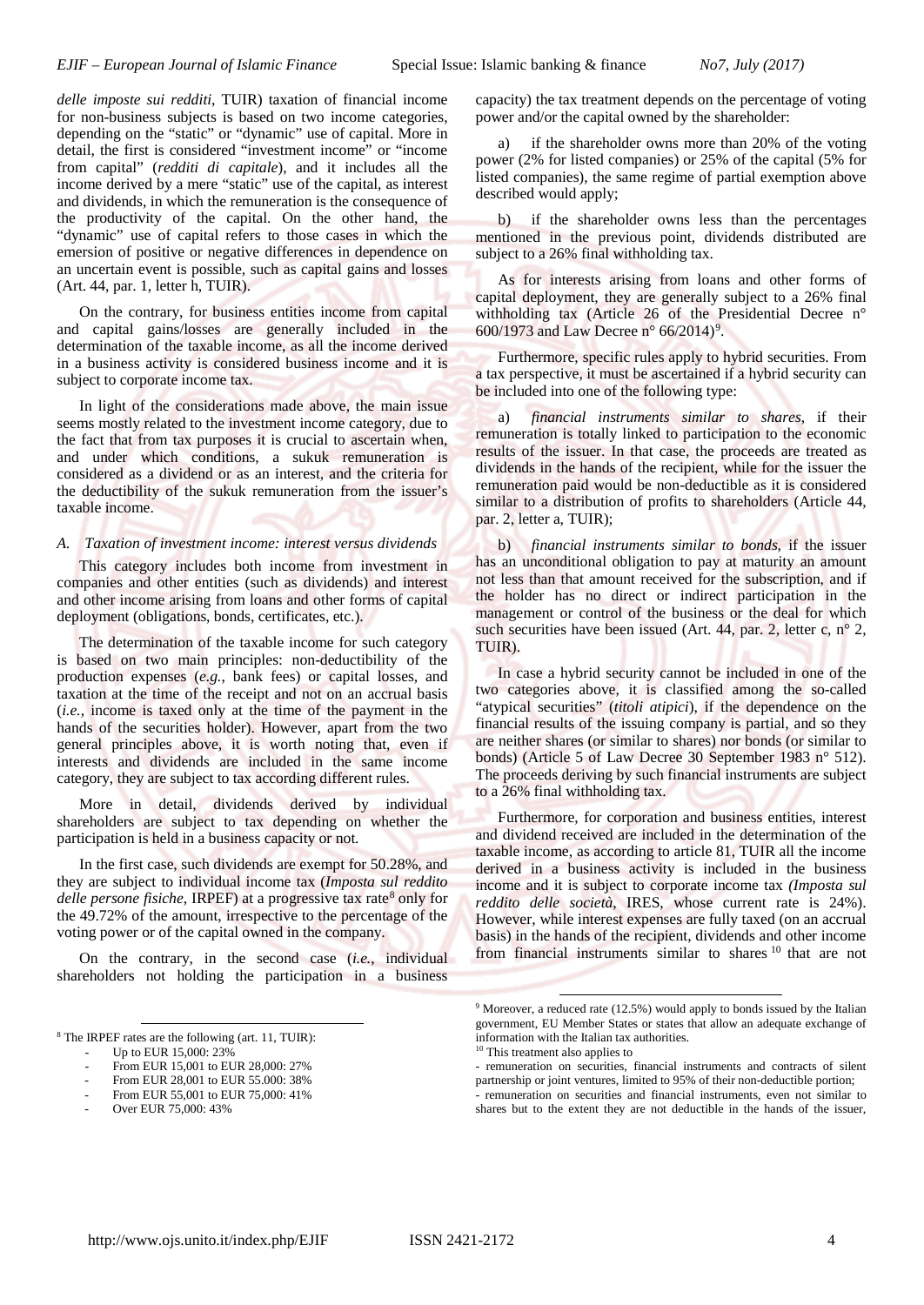*delle imposte sui redditi*, TUIR) taxation of financial income for non-business subjects is based on two income categories, depending on the "static" or "dynamic" use of capital. More in detail, the first is considered "investment income" or "income from capital" (*redditi di capitale*), and it includes all the income derived by a mere "static" use of the capital, as interest and dividends, in which the remuneration is the consequence of the productivity of the capital. On the other hand, the "dynamic" use of capital refers to those cases in which the emersion of positive or negative differences in dependence on an uncertain event is possible, such as capital gains and losses (Art. 44, par. 1, letter h, TUIR).

On the contrary, for business entities income from capital and capital gains/losses are generally included in the determination of the taxable income, as all the income derived in a business activity is considered business income and it is subject to corporate income tax.

In light of the considerations made above, the main issue seems mostly related to the investment income category, due to the fact that from tax purposes it is crucial to ascertain when, and under which conditions, a sukuk remuneration is considered as a dividend or as an interest, and the criteria for the deductibility of the sukuk remuneration from the issuer's taxable income.

### *A. Taxation of investment income: interest versus dividends*

This category includes both income from investment in companies and other entities (such as dividends) and interest and other income arising from loans and other forms of capital deployment (obligations, bonds, certificates, etc.).

The determination of the taxable income for such category is based on two main principles: non-deductibility of the production expenses (*e.g.*, bank fees) or capital losses, and taxation at the time of the receipt and not on an accrual basis (*i.e.*, income is taxed only at the time of the payment in the hands of the securities holder). However, apart from the two general principles above, it is worth noting that, even if interests and dividends are included in the same income category, they are subject to tax according different rules.

More in detail, dividends derived by individual shareholders are subject to tax depending on whether the participation is held in a business capacity or not.

In the first case, such dividends are exempt for 50.28%, and they are subject to individual income tax (*Imposta sul reddito delle persone fisiche*, IRPEF) at a progressive tax rate[8] only for the 49.72% of the amount, irrespective to the percentage of the voting power or of the capital owned in the company.

On the contrary, in the second case (*i.e.*, individual shareholders not holding the participation in a business capacity) the tax treatment depends on the percentage of voting power and/or the capital owned by the shareholder:

a) if the shareholder owns more than 20% of the voting power (2% for listed companies) or 25% of the capital (5% for listed companies), the same regime of partial exemption above described would apply;

b) if the shareholder owns less than the percentages mentioned in the previous point, dividends distributed are subject to a 26% final withholding tax.

As for interests arising from loans and other forms of capital deployment, they are generally subject to a 26% final withholding tax (Article 26 of the Presidential Decree n° 600/1973 and Law Decree n° 66/2014)[9].

Furthermore, specific rules apply to hybrid securities. From a tax perspective, it must be ascertained if a hybrid security can be included into one of the following type:

a) *financial instruments similar to shares*, if their remuneration is totally linked to participation to the economic results of the issuer. In that case, the proceeds are treated as dividends in the hands of the recipient, while for the issuer the remuneration paid would be non-deductible as it is considered similar to a distribution of profits to shareholders (Article 44, par. 2, letter a, TUIR);

b) *financial instruments similar to bonds*, if the issuer has an unconditional obligation to pay at maturity an amount not less than that amount received for the subscription, and if the holder has no direct or indirect participation in the management or control of the business or the deal for which such securities have been issued (Art. 44, par. 2, letter c, n° 2, TUIR).

In case a hybrid security cannot be included in one of the two categories above, it is classified among the so-called "atypical securities" (*titoli atipici*), if the dependence on the financial results of the issuing company is partial, and so they are neither shares (or similar to shares) nor bonds (or similar to bonds) (Article 5 of Law Decree 30 September 1983 n° 512). The proceeds deriving by such financial instruments are subject to a 26% final withholding tax.

Furthermore, for corporation and business entities, interest and dividend received are included in the determination of the taxable income, as according to article 81, TUIR all the income derived in a business activity is included in the business income and it is subject to corporate income tax *(Imposta sul reddito delle società*, IRES, whose current rate is 24%). However, while interest expenses are fully taxed (on an accrual basis) in the hands of the recipient, dividends and other income from financial instruments similar to shares[10] that are not

---

[8] The IRPEF rates are the following (art. 11, TUIR):
- Up to EUR 15,000: 23%
- From EUR 15,001 to EUR 28,000: 27%
- From EUR 28,001 to EUR 55.000: 38%
- From EUR 55,001 to EUR 75,000: 41%
- Over EUR 75,000: 43%

[9] Moreover, a reduced rate (12.5%) would apply to bonds issued by the Italian government, EU Member States or states that allow an adequate exchange of information with the Italian tax authorities.

[10] This treatment also applies to
- remuneration on securities, financial instruments and contracts of silent partnership or joint ventures, limited to 95% of their non-deductible portion;
- remuneration on securities and financial instruments, even not similar to shares but to the extent they are not deductible in the hands of the issuer,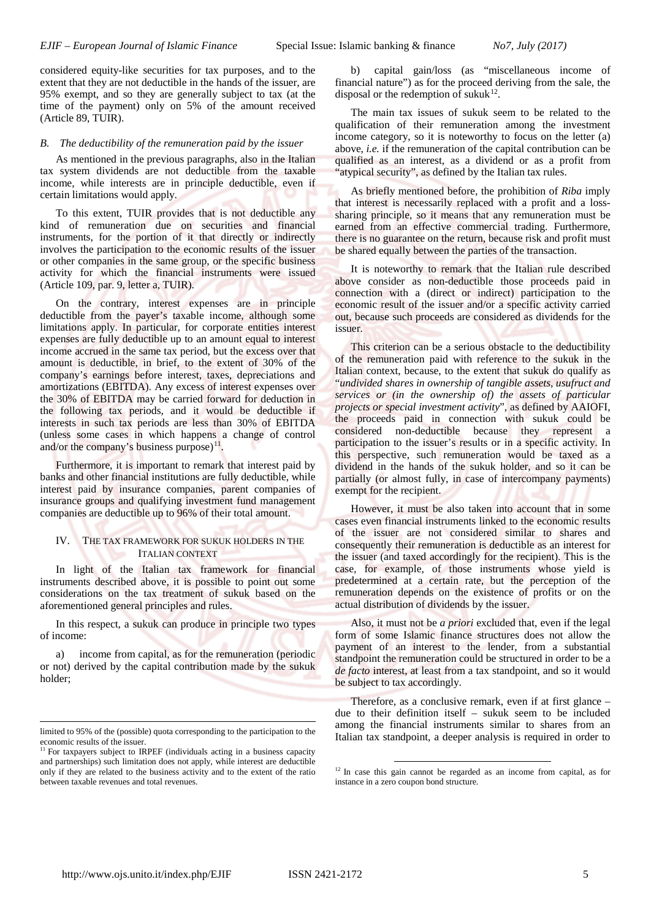considered equity-like securities for tax purposes, and to the extent that they are not deductible in the hands of the issuer, are 95% exempt, and so they are generally subject to tax (at the time of the payment) only on 5% of the amount received (Article 89, TUIR).

### *B. The deductibility of the remuneration paid by the issuer*

As mentioned in the previous paragraphs, also in the Italian tax system dividends are not deductible from the taxable income, while interests are in principle deductible, even if certain limitations would apply.

To this extent, TUIR provides that is not deductible any kind of remuneration due on securities and financial instruments, for the portion of it that directly or indirectly involves the participation to the economic results of the issuer or other companies in the same group, or the specific business activity for which the financial instruments were issued (Article 109, par. 9, letter a, TUIR).

On the contrary, interest expenses are in principle deductible from the payer's taxable income, although some limitations apply. In particular, for corporate entities interest expenses are fully deductible up to an amount equal to interest income accrued in the same tax period, but the excess over that amount is deductible, in brief, to the extent of 30% of the company's earnings before interest, taxes, depreciations and amortizations (EBITDA). Any excess of interest expenses over the 30% of EBITDA may be carried forward for deduction in the following tax periods, and it would be deductible if interests in such tax periods are less than 30% of EBITDA (unless some cases in which happens a change of control and/or the company's business purpose)[11].

Furthermore, it is important to remark that interest paid by banks and other financial institutions are fully deductible, while interest paid by insurance companies, parent companies of insurance groups and qualifying investment fund management companies are deductible up to 96% of their total amount.

## IV. The tax framework for sukuk holders in the Italian context

In light of the Italian tax framework for financial instruments described above, it is possible to point out some considerations on the tax treatment of sukuk based on the aforementioned general principles and rules.

In this respect, a sukuk can produce in principle two types of income:

a) income from capital, as for the remuneration (periodic or not) derived by the capital contribution made by the sukuk holder;

b) capital gain/loss (as "miscellaneous income of financial nature") as for the proceed deriving from the sale, the disposal or the redemption of sukuk[12].

The main tax issues of sukuk seem to be related to the qualification of their remuneration among the investment income category, so it is noteworthy to focus on the letter (a) above, *i.e.* if the remuneration of the capital contribution can be qualified as an interest, as a dividend or as a profit from "atypical security", as defined by the Italian tax rules.

As briefly mentioned before, the prohibition of *Riba* imply that interest is necessarily replaced with a profit and a loss-sharing principle, so it means that any remuneration must be earned from an effective commercial trading. Furthermore, there is no guarantee on the return, because risk and profit must be shared equally between the parties of the transaction.

It is noteworthy to remark that the Italian rule described above consider as non-deductible those proceeds paid in connection with a (direct or indirect) participation to the economic result of the issuer and/or a specific activity carried out, because such proceeds are considered as dividends for the issuer.

This criterion can be a serious obstacle to the deductibility of the remuneration paid with reference to the sukuk in the Italian context, because, to the extent that sukuk do qualify as "*undivided shares in ownership of tangible assets, usufruct and services or (in the ownership of) the assets of particular projects or special investment activity*", as defined by AAIOFI, the proceeds paid in connection with sukuk could be considered non-deductible because they represent a participation to the issuer's results or in a specific activity. In this perspective, such remuneration would be taxed as a dividend in the hands of the sukuk holder, and so it can be partially (or almost fully, in case of intercompany payments) exempt for the recipient.

However, it must be also taken into account that in some cases even financial instruments linked to the economic results of the issuer are not considered similar to shares and consequently their remuneration is deductible as an interest for the issuer (and taxed accordingly for the recipient). This is the case, for example, of those instruments whose yield is predetermined at a certain rate, but the perception of the remuneration depends on the existence of profits or on the actual distribution of dividends by the issuer.

Also, it must not be *a priori* excluded that, even if the legal form of some Islamic finance structures does not allow the payment of an interest to the lender, from a substantial standpoint the remuneration could be structured in order to be a *de facto* interest, at least from a tax standpoint, and so it would be subject to tax accordingly.

Therefore, as a conclusive remark, even if at first glance – due to their definition itself – sukuk seem to be included among the financial instruments similar to shares from an Italian tax standpoint, a deeper analysis is required in order to

---

limited to 95% of the (possible) quota corresponding to the participation to the economic results of the issuer.

[11] For taxpayers subject to IRPEF (individuals acting in a business capacity and partnerships) such limitation does not apply, while interest are deductible only if they are related to the business activity and to the extent of the ratio between taxable revenues and total revenues.

[12] In case this gain cannot be regarded as an income from capital, as for instance in a zero coupon bond structure.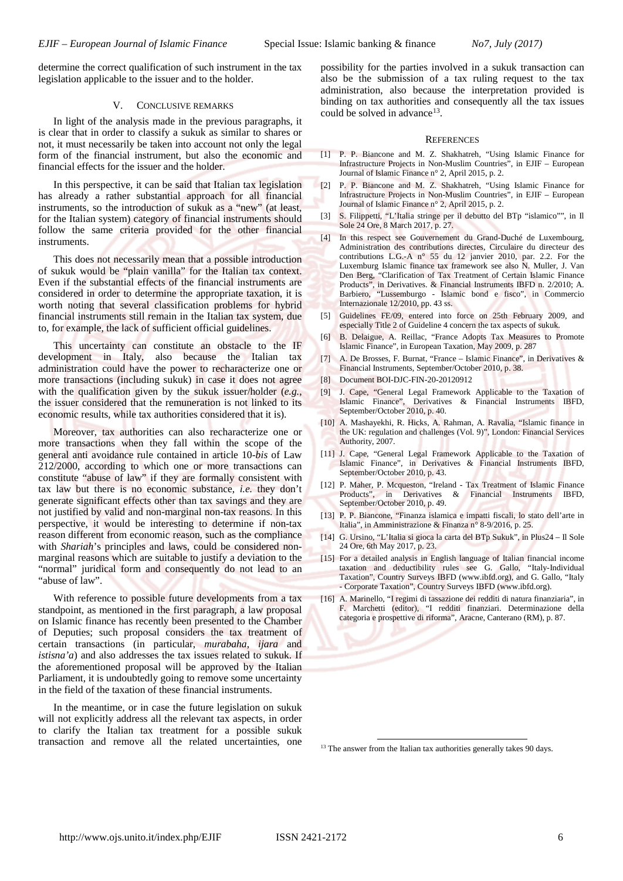determine the correct qualification of such instrument in the tax legislation applicable to the issuer and to the holder.

## V. Conclusive remarks

In light of the analysis made in the previous paragraphs, it is clear that in order to classify a sukuk as similar to shares or not, it must necessarily be taken into account not only the legal form of the financial instrument, but also the economic and financial effects for the issuer and the holder.

In this perspective, it can be said that Italian tax legislation has already a rather substantial approach for all financial instruments, so the introduction of sukuk as a "new" (at least, for the Italian system) category of financial instruments should follow the same criteria provided for the other financial instruments.

This does not necessarily mean that a possible introduction of sukuk would be "plain vanilla" for the Italian tax context. Even if the substantial effects of the financial instruments are considered in order to determine the appropriate taxation, it is worth noting that several classification problems for hybrid financial instruments still remain in the Italian tax system, due to, for example, the lack of sufficient official guidelines.

This uncertainty can constitute an obstacle to the IF development in Italy, also because the Italian tax administration could have the power to recharacterize one or more transactions (including sukuk) in case it does not agree with the qualification given by the sukuk issuer/holder (*e.g.*, the issuer considered that the remuneration is not linked to its economic results, while tax authorities considered that it is).

Moreover, tax authorities can also recharacterize one or more transactions when they fall within the scope of the general anti avoidance rule contained in article 10-*bis* of Law 212/2000, according to which one or more transactions can constitute "abuse of law" if they are formally consistent with tax law but there is no economic substance, *i.e.* they don't generate significant effects other than tax savings and they are not justified by valid and non-marginal non-tax reasons. In this perspective, it would be interesting to determine if non-tax reason different from economic reason, such as the compliance with *Shariah*'s principles and laws, could be considered non-marginal reasons which are suitable to justify a deviation to the "normal" juridical form and consequently do not lead to an "abuse of law".

With reference to possible future developments from a tax standpoint, as mentioned in the first paragraph, a law proposal on Islamic finance has recently been presented to the Chamber of Deputies; such proposal considers the tax treatment of certain transactions (in particular, *murabaha*, *ijara* and *istisna'a*) and also addresses the tax issues related to sukuk. If the aforementioned proposal will be approved by the Italian Parliament, it is undoubtedly going to remove some uncertainty in the field of the taxation of these financial instruments.

In the meantime, or in case the future legislation on sukuk will not explicitly address all the relevant tax aspects, in order to clarify the Italian tax treatment for a possible sukuk transaction and remove all the related uncertainties, one possibility for the parties involved in a sukuk transaction can also be the submission of a tax ruling request to the tax administration, also because the interpretation provided is binding on tax authorities and consequently all the tax issues could be solved in advance[13].

## References

[1] P. P. Biancone and M. Z. Shakhatreh, "Using Islamic Finance for Infrastructure Projects in Non-Muslim Countries", in EJIF – European Journal of Islamic Finance n° 2, April 2015, p. 2.

[2] P. P. Biancone and M. Z. Shakhatreh, "Using Islamic Finance for Infrastructure Projects in Non-Muslim Countries", in EJIF – European Journal of Islamic Finance n° 2, April 2015, p. 2.

[3] S. Filippetti, "L'Italia stringe per il debutto del BTp "islamico"", in Il Sole 24 Ore, 8 March 2017, p. 27.

[4] In this respect see Gouvernement du Grand-Duché de Luxembourg, Administration des contributions directes, Circulaire du directeur des contributions L.G.-A n° 55 du 12 janvier 2010, par. 2.2. For the Luxemburg Islamic finance tax framework see also N. Muller, J. Van Den Berg, "Clarification of Tax Treatment of Certain Islamic Finance Products", in Derivatives. & Financial Instruments IBFD n. 2/2010; A. Barbiero, "Lussemburgo - Islamic bond e fisco", in Commercio Internazionale 12/2010, pp. 43 ss.

[5] Guidelines FE/09, entered into force on 25th February 2009, and especially Title 2 of Guideline 4 concern the tax aspects of sukuk.

[6] B. Delaigue, A. Reillac, "France Adopts Tax Measures to Promote Islamic Finance", in European Taxation, May 2009, p. 287

[7] A. De Brosses, F. Burnat, "France – Islamic Finance", in Derivatives & Financial Instruments, September/October 2010, p. 38.

[8] Document BOI-DJC-FIN-20-20120912

[9] J. Cape, "General Legal Framework Applicable to the Taxation of Islamic Finance", Derivatives & Financial Instruments IBFD, September/October 2010, p. 40.

[10] A. Mashayekhi, R. Hicks, A. Rahman, A. Ravalia, "Islamic finance in the UK: regulation and challenges (Vol. 9)", London: Financial Services Authority, 2007.

[11] J. Cape, "General Legal Framework Applicable to the Taxation of Islamic Finance", in Derivatives & Financial Instruments IBFD, September/October 2010, p. 43.

[12] P. Maher, P. Mcqueston, "Ireland - Tax Treatment of Islamic Finance Products", in Derivatives & Financial Instruments IBFD, September/October 2010, p. 49.

[13] P. P. Biancone, "Finanza islamica e impatti fiscali, lo stato dell'arte in Italia", in Amministrazione & Finanza n° 8-9/2016, p. 25.

[14] G. Ursino, "L'Italia si gioca la carta del BTp Sukuk", in Plus24 – Il Sole 24 Ore, 6th May 2017, p. 23.

[15] For a detailed analysis in English language of Italian financial income taxation and deductibility rules see G. Gallo, "Italy-Individual Taxation", Country Surveys IBFD (www.ibfd.org), and G. Gallo, "Italy - Corporate Taxation", Country Surveys IBFD (www.ibfd.org).

[16] A. Marinello, "I regimi di tassazione dei redditi di natura finanziaria", in F. Marchetti (editor), "I redditi finanziari. Determinazione della categoria e prospettive di riforma", Aracne, Canterano (RM), p. 87.

---

[13] The answer from the Italian tax authorities generally takes 90 days.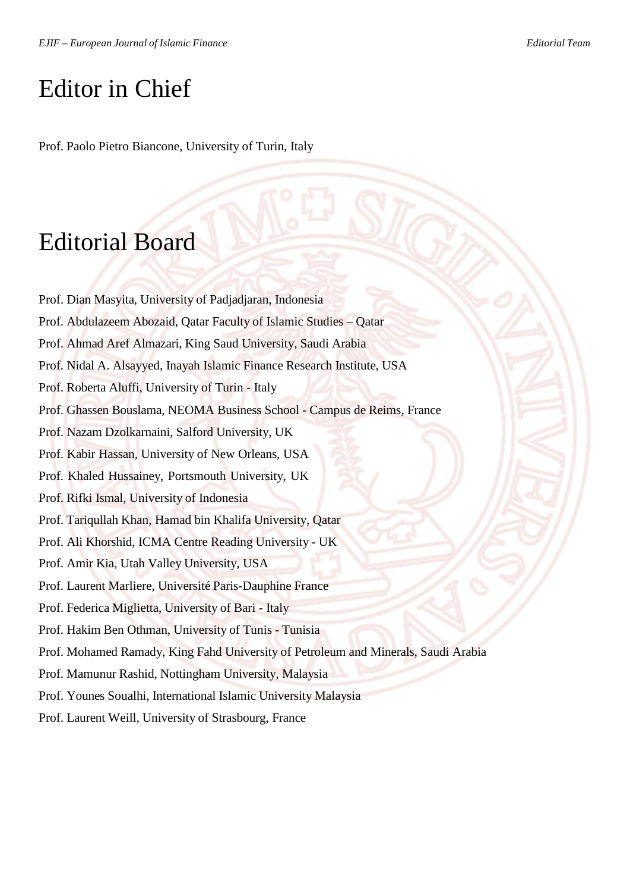# Editor in Chief

Prof. Paolo Pietro Biancone, University of Turin, Italy

# Editorial Board

Prof. Dian Masyita, University of Padjadjaran, Indonesia

Prof. Abdulazeem Abozaid, Qatar Faculty of Islamic Studies – Qatar

Prof. Ahmad Aref Almazari, King Saud University, Saudi Arabia

Prof. Nidal A. Alsayyed, Inayah Islamic Finance Research Institute, USA

Prof. Roberta Aluffi, University of Turin - Italy

Prof. Ghassen Bouslama, NEOMA Business School - Campus de Reims, France

Prof. Nazam Dzolkarnaini, Salford University, UK

Prof. Kabir Hassan, University of New Orleans, USA

Prof. Khaled Hussainey, Portsmouth University, UK

Prof. Rifki Ismal, University of Indonesia

Prof. Tariqullah Khan, Hamad bin Khalifa University, Qatar

Prof. Ali Khorshid, ICMA Centre Reading University - UK

Prof. Amir Kia, Utah Valley University, USA

Prof. Laurent Marliere, Université Paris-Dauphine France

Prof. Federica Miglietta, University of Bari - Italy

Prof. Hakim Ben Othman, University of Tunis - Tunisia

Prof. Mohamed Ramady, King Fahd University of Petroleum and Minerals, Saudi Arabia

Prof. Mamunur Rashid, Nottingham University, Malaysia

Prof. Younes Soualhi, International Islamic University Malaysia

Prof. Laurent Weill, University of Strasbourg, France